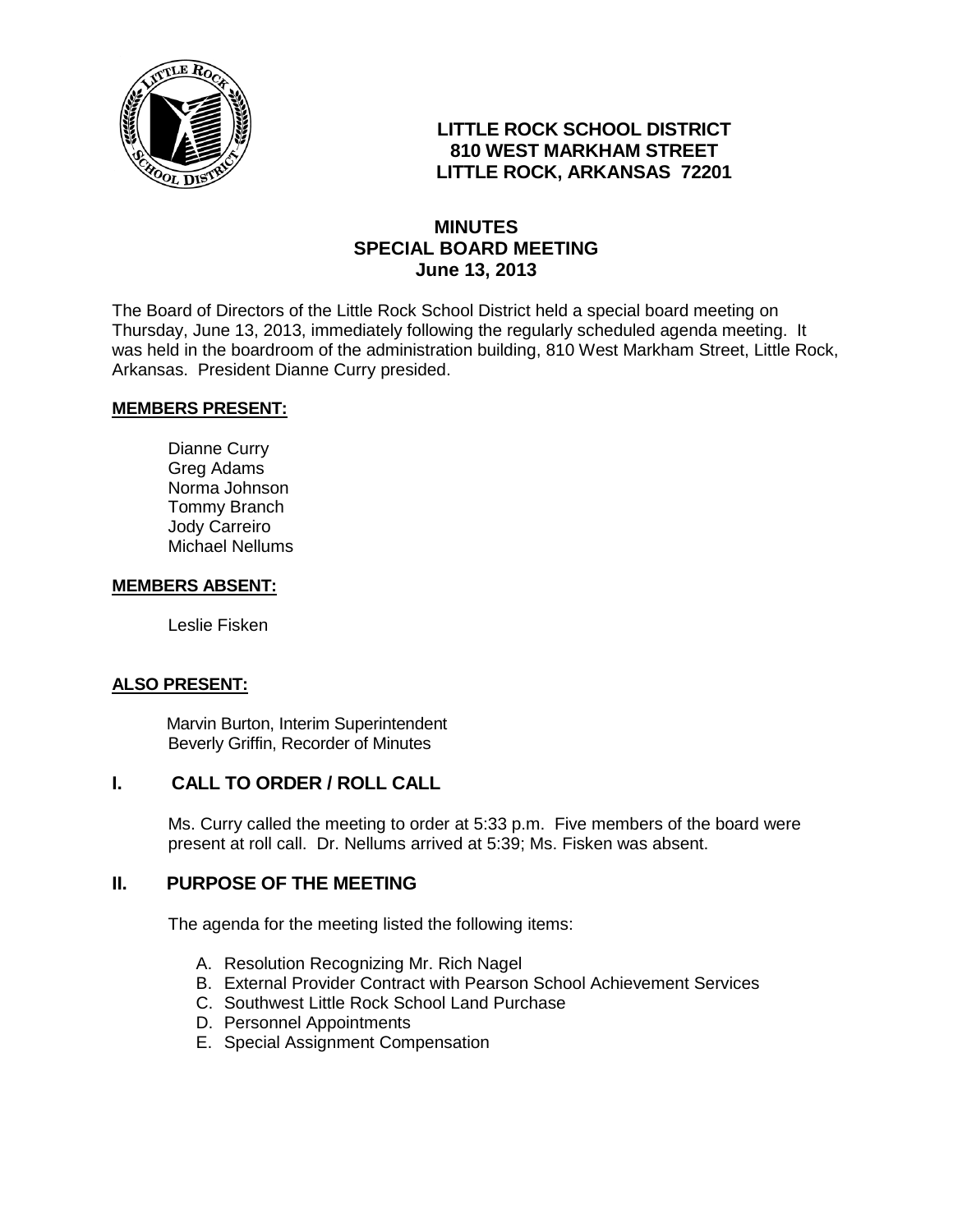**LITTLE ROCK SCHOOL DISTRICT**
**810 WEST MARKHAM STREET**
**LITTLE ROCK, ARKANSAS 72201**

# MINUTES
## SPECIAL BOARD MEETING
### June 13, 2013

The Board of Directors of the Little Rock School District held a special board meeting on Thursday, June 13, 2013, immediately following the regularly scheduled agenda meeting. It was held in the boardroom of the administration building, 810 West Markham Street, Little Rock, Arkansas. President Dianne Curry presided.

**MEMBERS PRESENT:**

Dianne Curry
Greg Adams
Norma Johnson
Tommy Branch
Jody Carreiro
Michael Nellums

**MEMBERS ABSENT:**

Leslie Fisken

**ALSO PRESENT:**

Marvin Burton, Interim Superintendent
Beverly Griffin, Recorder of Minutes

## I. CALL TO ORDER / ROLL CALL

Ms. Curry called the meeting to order at 5:33 p.m. Five members of the board were present at roll call. Dr. Nellums arrived at 5:39; Ms. Fisken was absent.

## II. PURPOSE OF THE MEETING

The agenda for the meeting listed the following items:

A. Resolution Recognizing Mr. Rich Nagel
B. External Provider Contract with Pearson School Achievement Services
C. Southwest Little Rock School Land Purchase
D. Personnel Appointments
E. Special Assignment Compensation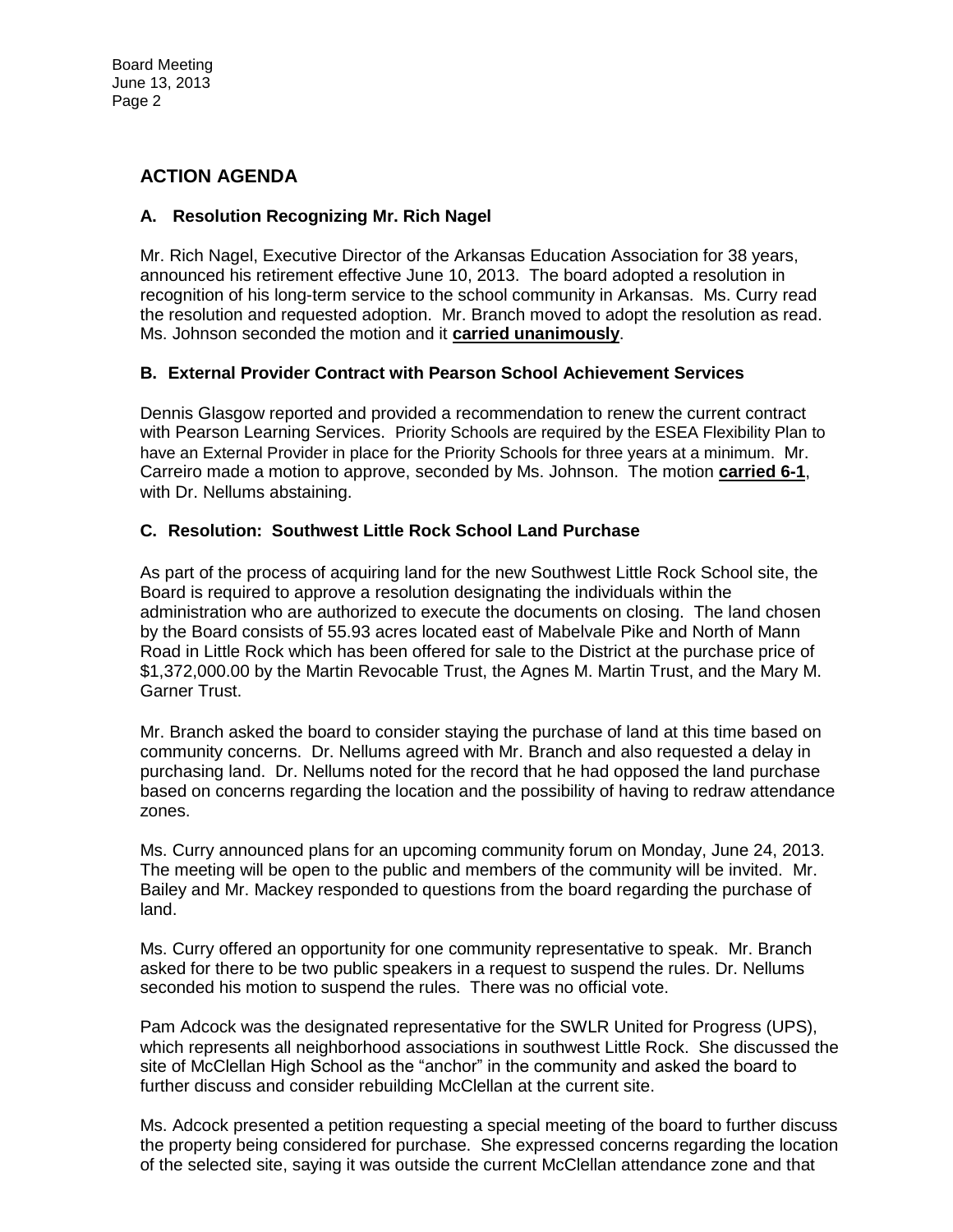## ACTION AGENDA

### A. Resolution Recognizing Mr. Rich Nagel

Mr. Rich Nagel, Executive Director of the Arkansas Education Association for 38 years, announced his retirement effective June 10, 2013. The board adopted a resolution in recognition of his long-term service to the school community in Arkansas. Ms. Curry read the resolution and requested adoption. Mr. Branch moved to adopt the resolution as read. Ms. Johnson seconded the motion and it **carried unanimously**.

### B. External Provider Contract with Pearson School Achievement Services

Dennis Glasgow reported and provided a recommendation to renew the current contract with Pearson Learning Services. Priority Schools are required by the ESEA Flexibility Plan to have an External Provider in place for the Priority Schools for three years at a minimum. Mr. Carreiro made a motion to approve, seconded by Ms. Johnson. The motion **carried 6-1**, with Dr. Nellums abstaining.

### C. Resolution: Southwest Little Rock School Land Purchase

As part of the process of acquiring land for the new Southwest Little Rock School site, the Board is required to approve a resolution designating the individuals within the administration who are authorized to execute the documents on closing. The land chosen by the Board consists of 55.93 acres located east of Mabelvale Pike and North of Mann Road in Little Rock which has been offered for sale to the District at the purchase price of $1,372,000.00 by the Martin Revocable Trust, the Agnes M. Martin Trust, and the Mary M. Garner Trust.

Mr. Branch asked the board to consider staying the purchase of land at this time based on community concerns. Dr. Nellums agreed with Mr. Branch and also requested a delay in purchasing land. Dr. Nellums noted for the record that he had opposed the land purchase based on concerns regarding the location and the possibility of having to redraw attendance zones.

Ms. Curry announced plans for an upcoming community forum on Monday, June 24, 2013. The meeting will be open to the public and members of the community will be invited. Mr. Bailey and Mr. Mackey responded to questions from the board regarding the purchase of land.

Ms. Curry offered an opportunity for one community representative to speak. Mr. Branch asked for there to be two public speakers in a request to suspend the rules. Dr. Nellums seconded his motion to suspend the rules. There was no official vote.

Pam Adcock was the designated representative for the SWLR United for Progress (UPS), which represents all neighborhood associations in southwest Little Rock. She discussed the site of McClellan High School as the "anchor" in the community and asked the board to further discuss and consider rebuilding McClellan at the current site.

Ms. Adcock presented a petition requesting a special meeting of the board to further discuss the property being considered for purchase. She expressed concerns regarding the location of the selected site, saying it was outside the current McClellan attendance zone and that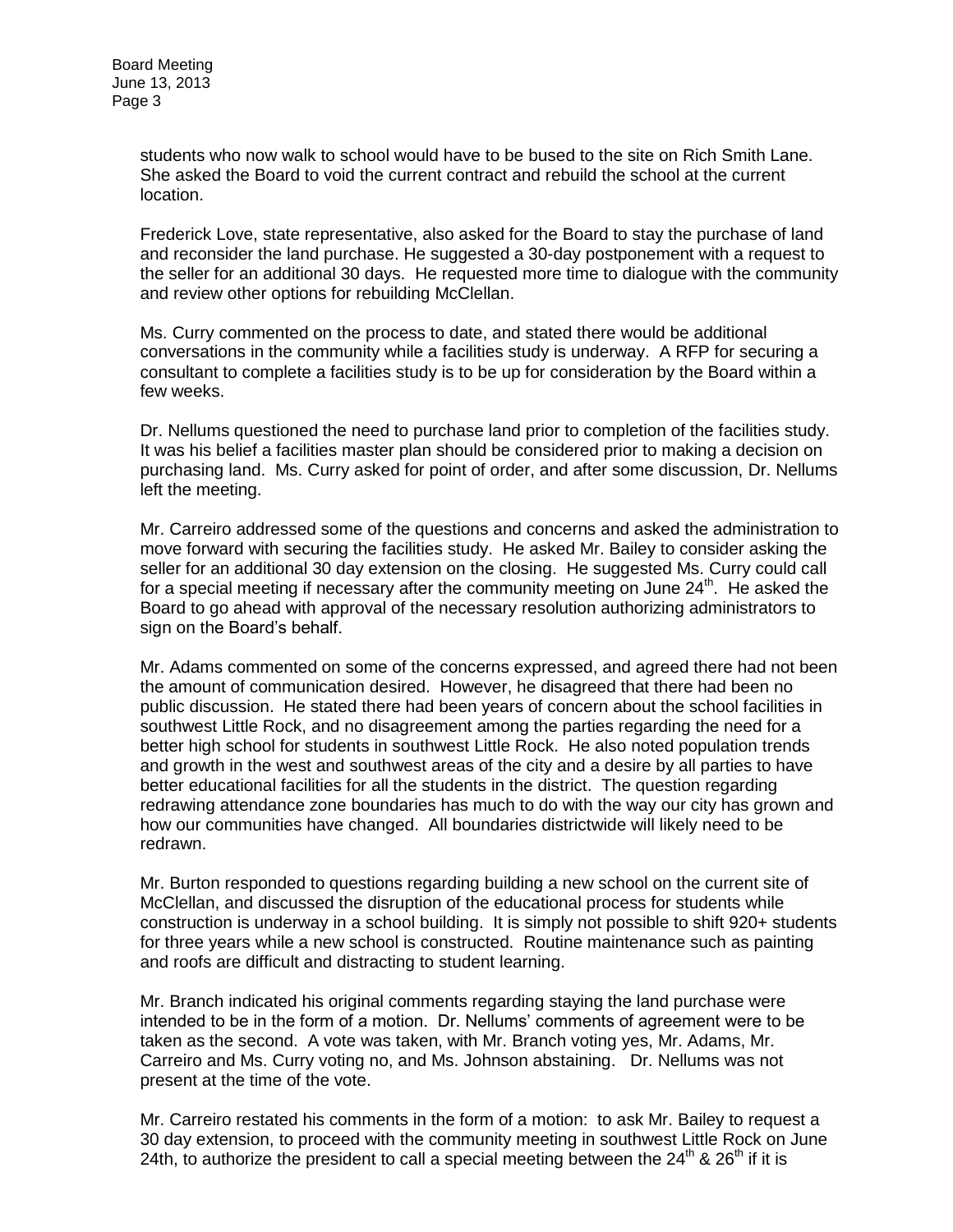students who now walk to school would have to be bused to the site on Rich Smith Lane. She asked the Board to void the current contract and rebuild the school at the current location.

Frederick Love, state representative, also asked for the Board to stay the purchase of land and reconsider the land purchase. He suggested a 30-day postponement with a request to the seller for an additional 30 days. He requested more time to dialogue with the community and review other options for rebuilding McClellan.

Ms. Curry commented on the process to date, and stated there would be additional conversations in the community while a facilities study is underway. A RFP for securing a consultant to complete a facilities study is to be up for consideration by the Board within a few weeks.

Dr. Nellums questioned the need to purchase land prior to completion of the facilities study. It was his belief a facilities master plan should be considered prior to making a decision on purchasing land. Ms. Curry asked for point of order, and after some discussion, Dr. Nellums left the meeting.

Mr. Carreiro addressed some of the questions and concerns and asked the administration to move forward with securing the facilities study. He asked Mr. Bailey to consider asking the seller for an additional 30 day extension on the closing. He suggested Ms. Curry could call for a special meeting if necessary after the community meeting on June 24th. He asked the Board to go ahead with approval of the necessary resolution authorizing administrators to sign on the Board's behalf.

Mr. Adams commented on some of the concerns expressed, and agreed there had not been the amount of communication desired. However, he disagreed that there had been no public discussion. He stated there had been years of concern about the school facilities in southwest Little Rock, and no disagreement among the parties regarding the need for a better high school for students in southwest Little Rock. He also noted population trends and growth in the west and southwest areas of the city and a desire by all parties to have better educational facilities for all the students in the district. The question regarding redrawing attendance zone boundaries has much to do with the way our city has grown and how our communities have changed. All boundaries districtwide will likely need to be redrawn.

Mr. Burton responded to questions regarding building a new school on the current site of McClellan, and discussed the disruption of the educational process for students while construction is underway in a school building. It is simply not possible to shift 920+ students for three years while a new school is constructed. Routine maintenance such as painting and roofs are difficult and distracting to student learning.

Mr. Branch indicated his original comments regarding staying the land purchase were intended to be in the form of a motion. Dr. Nellums' comments of agreement were to be taken as the second. A vote was taken, with Mr. Branch voting yes, Mr. Adams, Mr. Carreiro and Ms. Curry voting no, and Ms. Johnson abstaining. Dr. Nellums was not present at the time of the vote.

Mr. Carreiro restated his comments in the form of a motion: to ask Mr. Bailey to request a 30 day extension, to proceed with the community meeting in southwest Little Rock on June 24th, to authorize the president to call a special meeting between the 24th & 26th if it is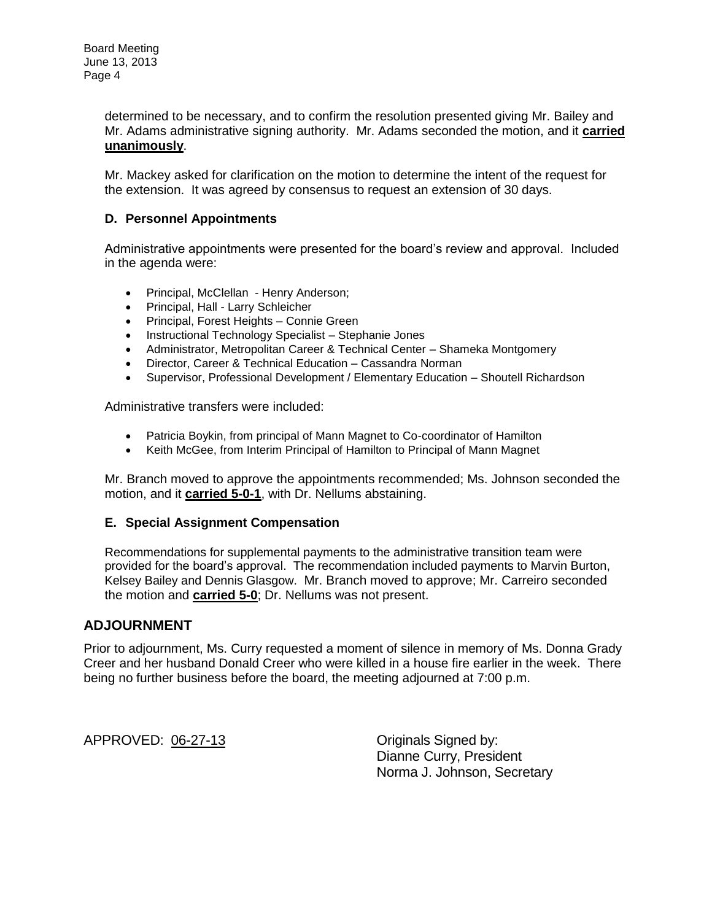determined to be necessary, and to confirm the resolution presented giving Mr. Bailey and Mr. Adams administrative signing authority. Mr. Adams seconded the motion, and it **carried unanimously**.

Mr. Mackey asked for clarification on the motion to determine the intent of the request for the extension. It was agreed by consensus to request an extension of 30 days.

### D. Personnel Appointments

Administrative appointments were presented for the board's review and approval. Included in the agenda were:

- Principal, McClellan - Henry Anderson;
- Principal, Hall - Larry Schleicher
- Principal, Forest Heights – Connie Green
- Instructional Technology Specialist – Stephanie Jones
- Administrator, Metropolitan Career & Technical Center – Shameka Montgomery
- Director, Career & Technical Education – Cassandra Norman
- Supervisor, Professional Development / Elementary Education – Shoutell Richardson

Administrative transfers were included:

- Patricia Boykin, from principal of Mann Magnet to Co-coordinator of Hamilton
- Keith McGee, from Interim Principal of Hamilton to Principal of Mann Magnet

Mr. Branch moved to approve the appointments recommended; Ms. Johnson seconded the motion, and it **carried 5-0-1**, with Dr. Nellums abstaining.

### E. Special Assignment Compensation

Recommendations for supplemental payments to the administrative transition team were provided for the board's approval. The recommendation included payments to Marvin Burton, Kelsey Bailey and Dennis Glasgow. Mr. Branch moved to approve; Mr. Carreiro seconded the motion and **carried 5-0**; Dr. Nellums was not present.

## ADJOURNMENT

Prior to adjournment, Ms. Curry requested a moment of silence in memory of Ms. Donna Grady Creer and her husband Donald Creer who were killed in a house fire earlier in the week. There being no further business before the board, the meeting adjourned at 7:00 p.m.

APPROVED: 06-27-13

Originals Signed by:
Dianne Curry, President
Norma J. Johnson, Secretary